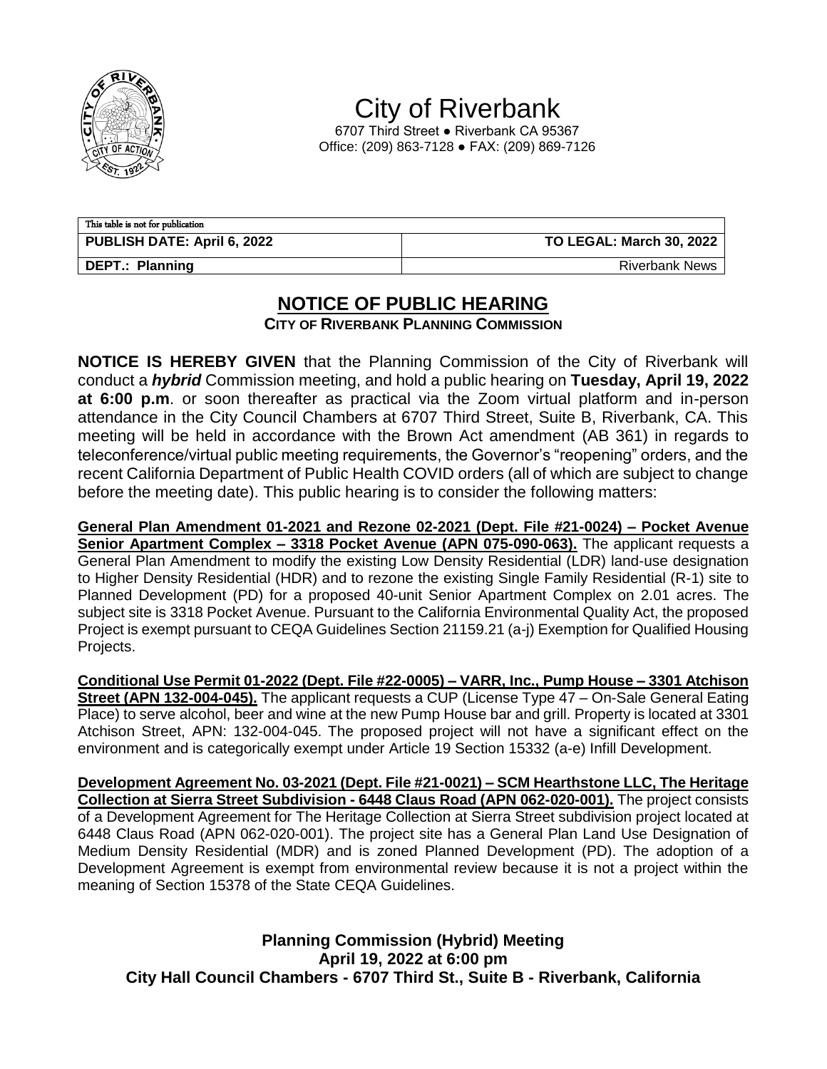# City of Riverbank

6707 Third Street ● Riverbank CA 95367
Office: (209) 863-7128 ● FAX: (209) 869-7126

| This table is not for publication | |
|---|---|
| **PUBLISH DATE: April 6, 2022** | **TO LEGAL: March 30, 2022** |
| **DEPT.: Planning** | Riverbank News |

## NOTICE OF PUBLIC HEARING

**CITY OF RIVERBANK PLANNING COMMISSION**

**NOTICE IS HEREBY GIVEN** that the Planning Commission of the City of Riverbank will conduct a ***hybrid*** Commission meeting, and hold a public hearing on **Tuesday, April 19, 2022 at 6:00 p.m**. or soon thereafter as practical via the Zoom virtual platform and in-person attendance in the City Council Chambers at 6707 Third Street, Suite B, Riverbank, CA. This meeting will be held in accordance with the Brown Act amendment (AB 361) in regards to teleconference/virtual public meeting requirements, the Governor's "reopening" orders, and the recent California Department of Public Health COVID orders (all of which are subject to change before the meeting date). This public hearing is to consider the following matters:

**General Plan Amendment 01-2021 and Rezone 02-2021 (Dept. File #21-0024) – Pocket Avenue Senior Apartment Complex – 3318 Pocket Avenue (APN 075-090-063).** The applicant requests a General Plan Amendment to modify the existing Low Density Residential (LDR) land-use designation to Higher Density Residential (HDR) and to rezone the existing Single Family Residential (R-1) site to Planned Development (PD) for a proposed 40-unit Senior Apartment Complex on 2.01 acres. The subject site is 3318 Pocket Avenue. Pursuant to the California Environmental Quality Act, the proposed Project is exempt pursuant to CEQA Guidelines Section 21159.21 (a-j) Exemption for Qualified Housing Projects.

**Conditional Use Permit 01-2022 (Dept. File #22-0005) – VARR, Inc., Pump House – 3301 Atchison Street (APN 132-004-045).** The applicant requests a CUP (License Type 47 – On-Sale General Eating Place) to serve alcohol, beer and wine at the new Pump House bar and grill. Property is located at 3301 Atchison Street, APN: 132-004-045. The proposed project will not have a significant effect on the environment and is categorically exempt under Article 19 Section 15332 (a-e) Infill Development.

**Development Agreement No. 03-2021 (Dept. File #21-0021) – SCM Hearthstone LLC, The Heritage Collection at Sierra Street Subdivision - 6448 Claus Road (APN 062-020-001).** The project consists of a Development Agreement for The Heritage Collection at Sierra Street subdivision project located at 6448 Claus Road (APN 062-020-001). The project site has a General Plan Land Use Designation of Medium Density Residential (MDR) and is zoned Planned Development (PD). The adoption of a Development Agreement is exempt from environmental review because it is not a project within the meaning of Section 15378 of the State CEQA Guidelines.

**Planning Commission (Hybrid) Meeting**
**April 19, 2022 at 6:00 pm**
**City Hall Council Chambers - 6707 Third St., Suite B - Riverbank, California**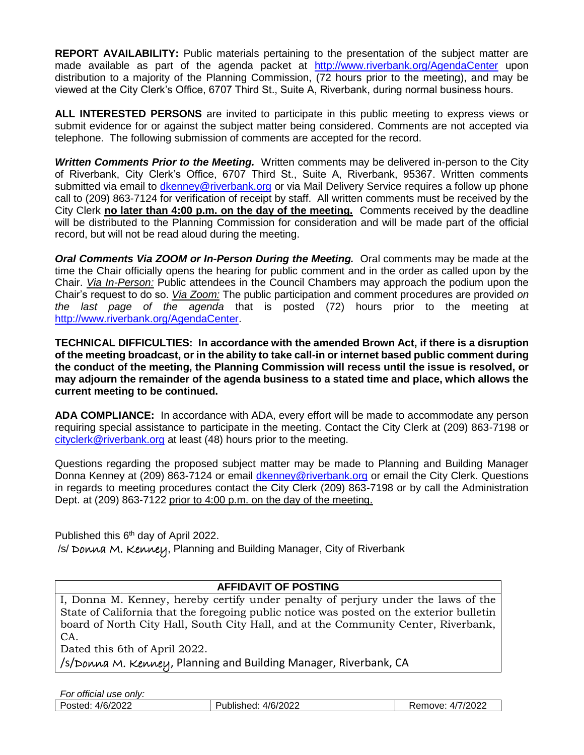**REPORT AVAILABILITY:** Public materials pertaining to the presentation of the subject matter are made available as part of the agenda packet at http://www.riverbank.org/AgendaCenter upon distribution to a majority of the Planning Commission, (72 hours prior to the meeting), and may be viewed at the City Clerk's Office, 6707 Third St., Suite A, Riverbank, during normal business hours.

**ALL INTERESTED PERSONS** are invited to participate in this public meeting to express views or submit evidence for or against the subject matter being considered. Comments are not accepted via telephone. The following submission of comments are accepted for the record.

***Written Comments Prior to the Meeting.*** Written comments may be delivered in-person to the City of Riverbank, City Clerk's Office, 6707 Third St., Suite A, Riverbank, 95367. Written comments submitted via email to dkenney@riverbank.org or via Mail Delivery Service requires a follow up phone call to (209) 863-7124 for verification of receipt by staff. All written comments must be received by the City Clerk **no later than 4:00 p.m. on the day of the meeting.** Comments received by the deadline will be distributed to the Planning Commission for consideration and will be made part of the official record, but will not be read aloud during the meeting.

***Oral Comments Via ZOOM or In-Person During the Meeting.*** Oral comments may be made at the time the Chair officially opens the hearing for public comment and in the order as called upon by the Chair. *Via In-Person:* Public attendees in the Council Chambers may approach the podium upon the Chair's request to do so. *Via Zoom:* The public participation and comment procedures are provided *on the last page of the agenda* that is posted (72) hours prior to the meeting at http://www.riverbank.org/AgendaCenter.

**TECHNICAL DIFFICULTIES: In accordance with the amended Brown Act, if there is a disruption of the meeting broadcast, or in the ability to take call-in or internet based public comment during the conduct of the meeting, the Planning Commission will recess until the issue is resolved, or may adjourn the remainder of the agenda business to a stated time and place, which allows the current meeting to be continued.**

**ADA COMPLIANCE:** In accordance with ADA, every effort will be made to accommodate any person requiring special assistance to participate in the meeting. Contact the City Clerk at (209) 863-7198 or cityclerk@riverbank.org at least (48) hours prior to the meeting.

Questions regarding the proposed subject matter may be made to Planning and Building Manager Donna Kenney at (209) 863-7124 or email dkenney@riverbank.org or email the City Clerk. Questions in regards to meeting procedures contact the City Clerk (209) 863-7198 or by call the Administration Dept. at (209) 863-7122 prior to 4:00 p.m. on the day of the meeting.

Published this 6th day of April 2022.
/s/ Donna M. Kenney, Planning and Building Manager, City of Riverbank

| **AFFIDAVIT OF POSTING** |
|---|
| I, Donna M. Kenney, hereby certify under penalty of perjury under the laws of the State of California that the foregoing public notice was posted on the exterior bulletin board of North City Hall, South City Hall, and at the Community Center, Riverbank, CA.<br>Dated this 6th of April 2022.<br>/s/Donna M. Kenney, Planning and Building Manager, Riverbank, CA |

*For official use only:*

| Posted: 4/6/2022 | Published: 4/6/2022 | Remove: 4/7/2022 |
|---|---|---|